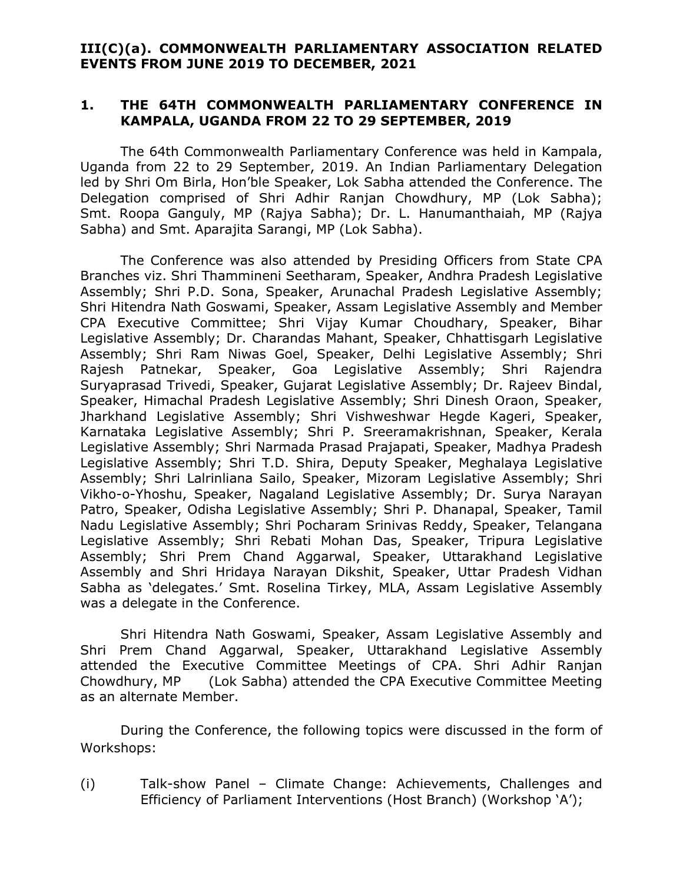# III(C)(a). COMMONWEALTH PARLIAMENTARY ASSOCIATION RELATED EVENTS FROM JUNE 2019 TO DECEMBER, 2021

## 1. THE 64TH COMMONWEALTH PARLIAMENTARY CONFERENCE IN KAMPALA, UGANDA FROM 22 TO 29 SEPTEMBER, 2019

The 64th Commonwealth Parliamentary Conference was held in Kampala, Uganda from 22 to 29 September, 2019. An Indian Parliamentary Delegation led by Shri Om Birla, Hon'ble Speaker, Lok Sabha attended the Conference. The Delegation comprised of Shri Adhir Ranjan Chowdhury, MP (Lok Sabha); Smt. Roopa Ganguly, MP (Rajya Sabha); Dr. L. Hanumanthaiah, MP (Rajya Sabha) and Smt. Aparajita Sarangi, MP (Lok Sabha).

The Conference was also attended by Presiding Officers from State CPA Branches viz. Shri Thammineni Seetharam, Speaker, Andhra Pradesh Legislative Assembly; Shri P.D. Sona, Speaker, Arunachal Pradesh Legislative Assembly; Shri Hitendra Nath Goswami, Speaker, Assam Legislative Assembly and Member CPA Executive Committee; Shri Vijay Kumar Choudhary, Speaker, Bihar Legislative Assembly; Dr. Charandas Mahant, Speaker, Chhattisgarh Legislative Assembly; Shri Ram Niwas Goel, Speaker, Delhi Legislative Assembly; Shri Rajesh Patnekar, Speaker, Goa Legislative Assembly; Shri Rajendra Suryaprasad Trivedi, Speaker, Gujarat Legislative Assembly; Dr. Rajeev Bindal, Speaker, Himachal Pradesh Legislative Assembly; Shri Dinesh Oraon, Speaker, Jharkhand Legislative Assembly; Shri Vishweshwar Hegde Kageri, Speaker, Karnataka Legislative Assembly; Shri P. Sreeramakrishnan, Speaker, Kerala Legislative Assembly; Shri Narmada Prasad Prajapati, Speaker, Madhya Pradesh Legislative Assembly; Shri T.D. Shira, Deputy Speaker, Meghalaya Legislative Assembly; Shri Lalrinliana Sailo, Speaker, Mizoram Legislative Assembly; Shri Vikho-o-Yhoshu, Speaker, Nagaland Legislative Assembly; Dr. Surya Narayan Patro, Speaker, Odisha Legislative Assembly; Shri P. Dhanapal, Speaker, Tamil Nadu Legislative Assembly; Shri Pocharam Srinivas Reddy, Speaker, Telangana Legislative Assembly; Shri Rebati Mohan Das, Speaker, Tripura Legislative Assembly; Shri Prem Chand Aggarwal, Speaker, Uttarakhand Legislative Assembly and Shri Hridaya Narayan Dikshit, Speaker, Uttar Pradesh Vidhan Sabha as 'delegates.' Smt. Roselina Tirkey, MLA, Assam Legislative Assembly was a delegate in the Conference.

Shri Hitendra Nath Goswami, Speaker, Assam Legislative Assembly and Shri Prem Chand Aggarwal, Speaker, Uttarakhand Legislative Assembly attended the Executive Committee Meetings of CPA. Shri Adhir Ranjan Chowdhury, MP (Lok Sabha) attended the CPA Executive Committee Meeting as an alternate Member.

During the Conference, the following topics were discussed in the form of Workshops:

(i) Talk-show Panel – Climate Change: Achievements, Challenges and Efficiency of Parliament Interventions (Host Branch) (Workshop 'A');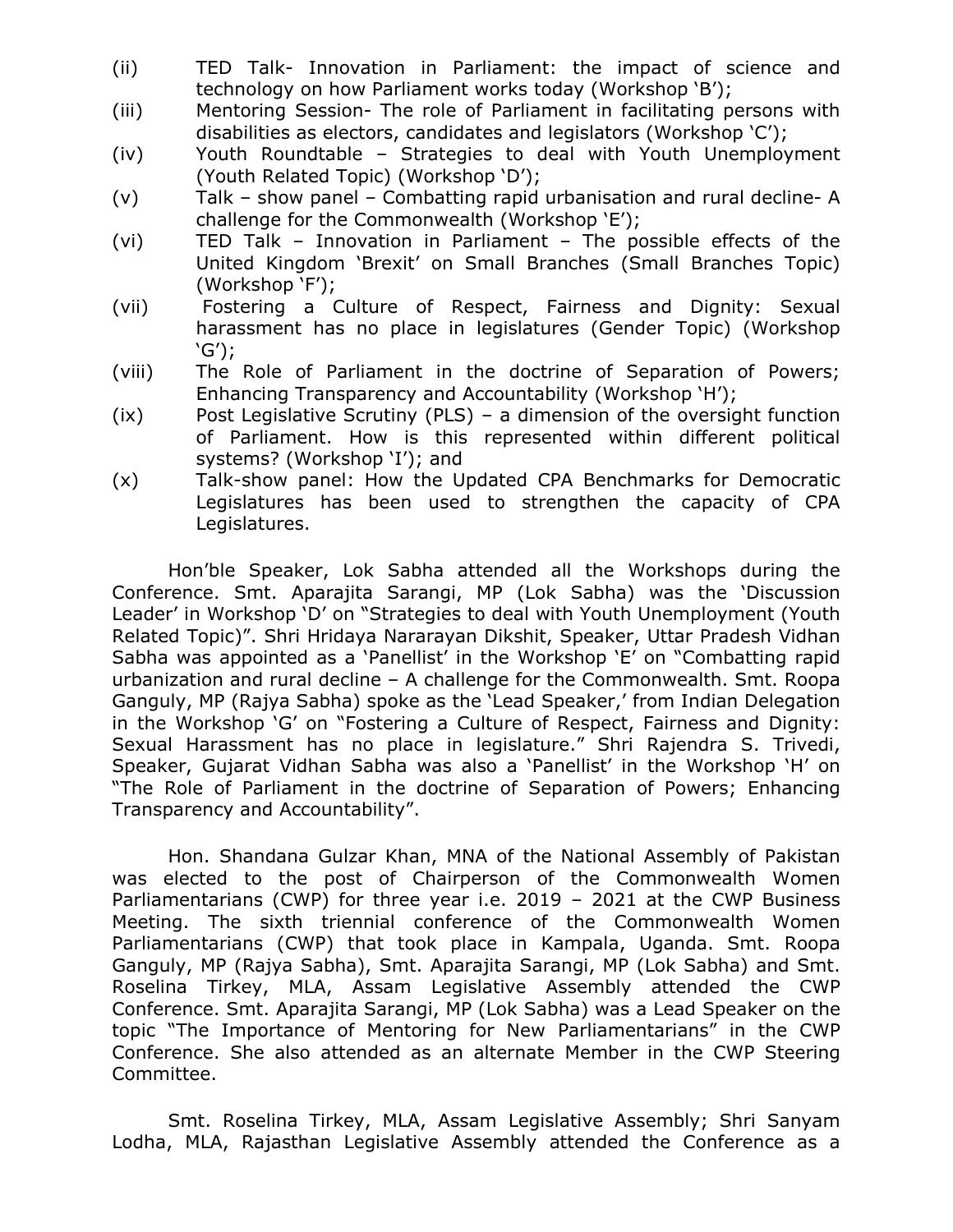(ii) TED Talk- Innovation in Parliament: the impact of science and technology on how Parliament works today (Workshop 'B');

(iii) Mentoring Session- The role of Parliament in facilitating persons with disabilities as electors, candidates and legislators (Workshop 'C');

(iv) Youth Roundtable – Strategies to deal with Youth Unemployment (Youth Related Topic) (Workshop 'D');

(v) Talk – show panel – Combatting rapid urbanisation and rural decline- A challenge for the Commonwealth (Workshop 'E');

(vi) TED Talk – Innovation in Parliament – The possible effects of the United Kingdom 'Brexit' on Small Branches (Small Branches Topic) (Workshop 'F');

(vii) Fostering a Culture of Respect, Fairness and Dignity: Sexual harassment has no place in legislatures (Gender Topic) (Workshop 'G');

(viii) The Role of Parliament in the doctrine of Separation of Powers; Enhancing Transparency and Accountability (Workshop 'H');

(ix) Post Legislative Scrutiny (PLS) – a dimension of the oversight function of Parliament. How is this represented within different political systems? (Workshop 'I'); and

(x) Talk-show panel: How the Updated CPA Benchmarks for Democratic Legislatures has been used to strengthen the capacity of CPA Legislatures.

Hon'ble Speaker, Lok Sabha attended all the Workshops during the Conference. Smt. Aparajita Sarangi, MP (Lok Sabha) was the 'Discussion Leader' in Workshop 'D' on "Strategies to deal with Youth Unemployment (Youth Related Topic)". Shri Hridaya Nararayan Dikshit, Speaker, Uttar Pradesh Vidhan Sabha was appointed as a 'Panellist' in the Workshop 'E' on "Combatting rapid urbanization and rural decline – A challenge for the Commonwealth. Smt. Roopa Ganguly, MP (Rajya Sabha) spoke as the 'Lead Speaker,' from Indian Delegation in the Workshop 'G' on "Fostering a Culture of Respect, Fairness and Dignity: Sexual Harassment has no place in legislature." Shri Rajendra S. Trivedi, Speaker, Gujarat Vidhan Sabha was also a 'Panellist' in the Workshop 'H' on "The Role of Parliament in the doctrine of Separation of Powers; Enhancing Transparency and Accountability".

Hon. Shandana Gulzar Khan, MNA of the National Assembly of Pakistan was elected to the post of Chairperson of the Commonwealth Women Parliamentarians (CWP) for three year i.e. 2019 – 2021 at the CWP Business Meeting. The sixth triennial conference of the Commonwealth Women Parliamentarians (CWP) that took place in Kampala, Uganda. Smt. Roopa Ganguly, MP (Rajya Sabha), Smt. Aparajita Sarangi, MP (Lok Sabha) and Smt. Roselina Tirkey, MLA, Assam Legislative Assembly attended the CWP Conference. Smt. Aparajita Sarangi, MP (Lok Sabha) was a Lead Speaker on the topic "The Importance of Mentoring for New Parliamentarians" in the CWP Conference. She also attended as an alternate Member in the CWP Steering Committee.

Smt. Roselina Tirkey, MLA, Assam Legislative Assembly; Shri Sanyam Lodha, MLA, Rajasthan Legislative Assembly attended the Conference as a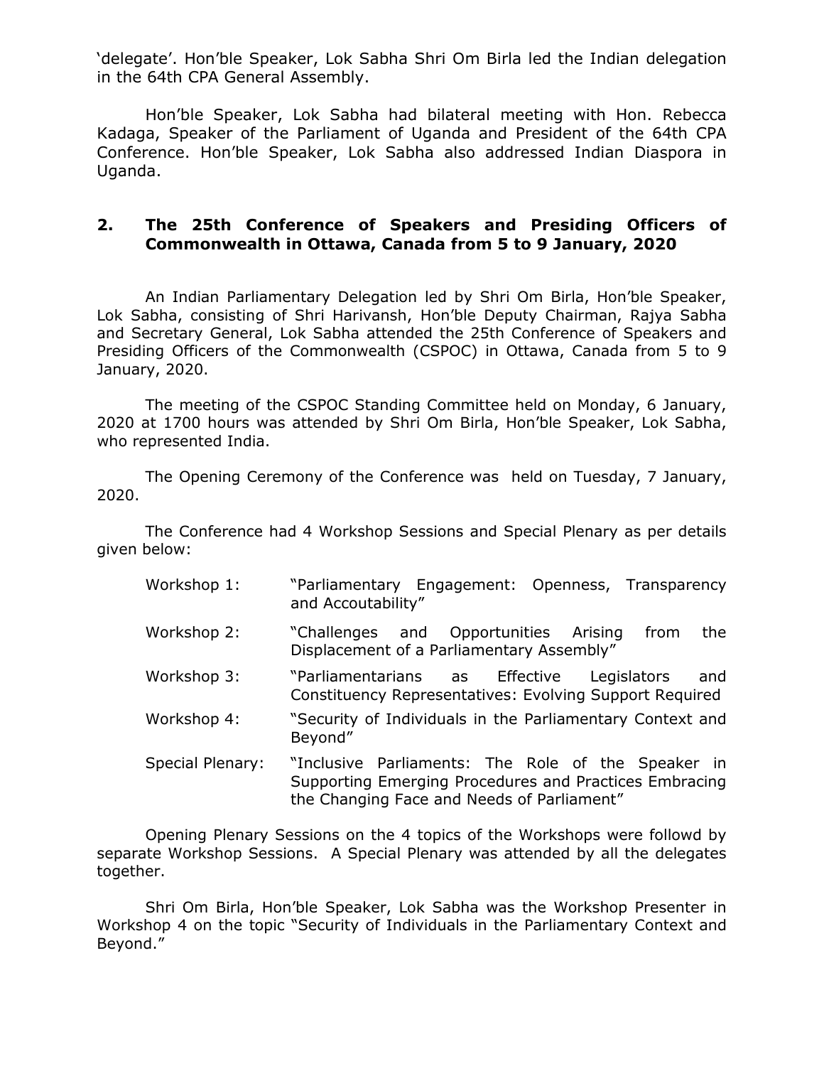'delegate'. Hon'ble Speaker, Lok Sabha Shri Om Birla led the Indian delegation in the 64th CPA General Assembly.

Hon'ble Speaker, Lok Sabha had bilateral meeting with Hon. Rebecca Kadaga, Speaker of the Parliament of Uganda and President of the 64th CPA Conference. Hon'ble Speaker, Lok Sabha also addressed Indian Diaspora in Uganda.

## 2. The 25th Conference of Speakers and Presiding Officers of Commonwealth in Ottawa, Canada from 5 to 9 January, 2020

An Indian Parliamentary Delegation led by Shri Om Birla, Hon'ble Speaker, Lok Sabha, consisting of Shri Harivansh, Hon'ble Deputy Chairman, Rajya Sabha and Secretary General, Lok Sabha attended the 25th Conference of Speakers and Presiding Officers of the Commonwealth (CSPOC) in Ottawa, Canada from 5 to 9 January, 2020.

The meeting of the CSPOC Standing Committee held on Monday, 6 January, 2020 at 1700 hours was attended by Shri Om Birla, Hon'ble Speaker, Lok Sabha, who represented India.

The Opening Ceremony of the Conference was held on Tuesday, 7 January, 2020.

The Conference had 4 Workshop Sessions and Special Plenary as per details given below:

- Workshop 1: "Parliamentary Engagement: Openness, Transparency and Accoutability"
- Workshop 2: "Challenges and Opportunities Arising from the Displacement of a Parliamentary Assembly"
- Workshop 3: "Parliamentarians as Effective Legislators and Constituency Representatives: Evolving Support Required
- Workshop 4: "Security of Individuals in the Parliamentary Context and Beyond"
- Special Plenary: "Inclusive Parliaments: The Role of the Speaker in Supporting Emerging Procedures and Practices Embracing the Changing Face and Needs of Parliament"

Opening Plenary Sessions on the 4 topics of the Workshops were followd by separate Workshop Sessions. A Special Plenary was attended by all the delegates together.

Shri Om Birla, Hon'ble Speaker, Lok Sabha was the Workshop Presenter in Workshop 4 on the topic "Security of Individuals in the Parliamentary Context and Beyond."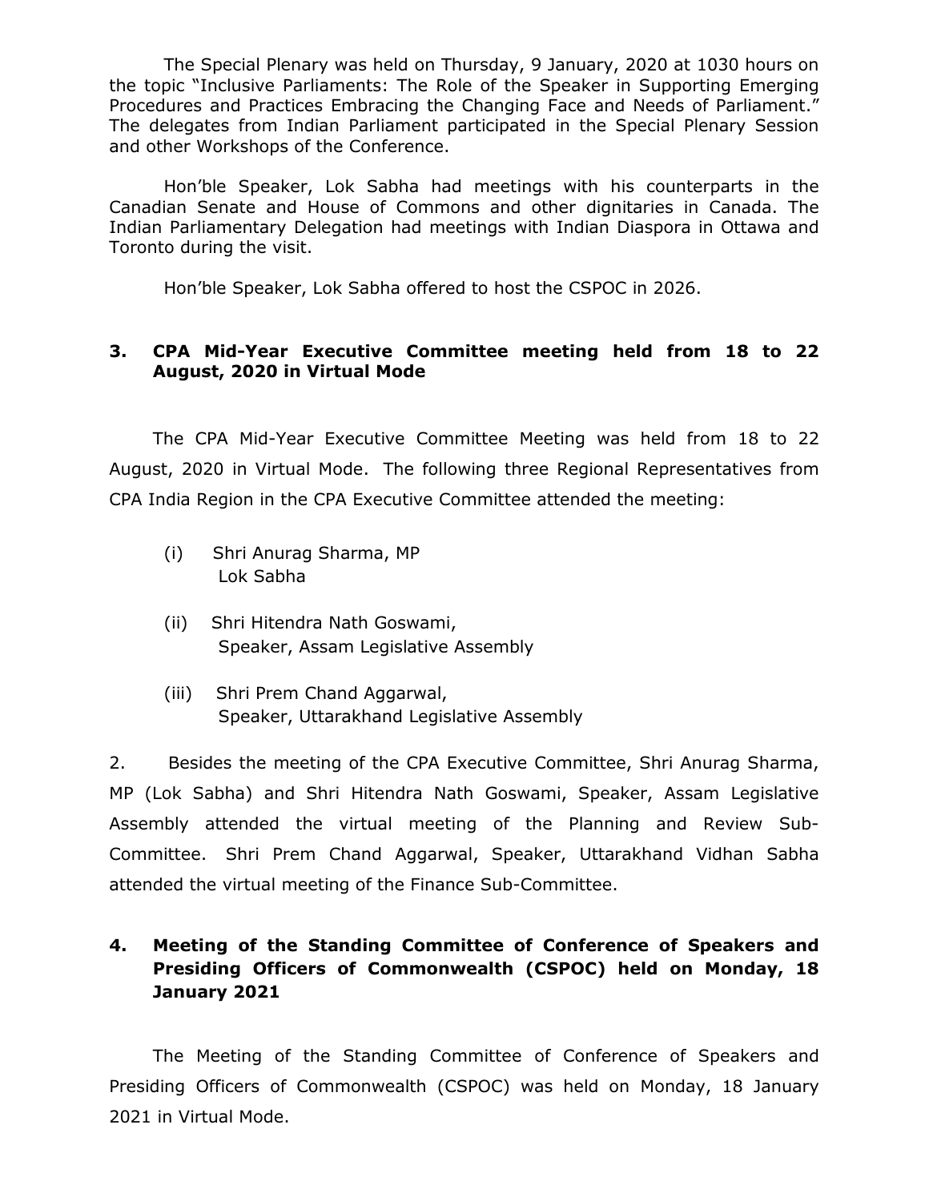The Special Plenary was held on Thursday, 9 January, 2020 at 1030 hours on the topic "Inclusive Parliaments: The Role of the Speaker in Supporting Emerging Procedures and Practices Embracing the Changing Face and Needs of Parliament." The delegates from Indian Parliament participated in the Special Plenary Session and other Workshops of the Conference.

Hon'ble Speaker, Lok Sabha had meetings with his counterparts in the Canadian Senate and House of Commons and other dignitaries in Canada. The Indian Parliamentary Delegation had meetings with Indian Diaspora in Ottawa and Toronto during the visit.

Hon'ble Speaker, Lok Sabha offered to host the CSPOC in 2026.

## 3. CPA Mid-Year Executive Committee meeting held from 18 to 22 August, 2020 in Virtual Mode

The CPA Mid-Year Executive Committee Meeting was held from 18 to 22 August, 2020 in Virtual Mode. The following three Regional Representatives from CPA India Region in the CPA Executive Committee attended the meeting:

(i) Shri Anurag Sharma, MP
Lok Sabha

(ii) Shri Hitendra Nath Goswami,
Speaker, Assam Legislative Assembly

(iii) Shri Prem Chand Aggarwal,
Speaker, Uttarakhand Legislative Assembly

2. Besides the meeting of the CPA Executive Committee, Shri Anurag Sharma, MP (Lok Sabha) and Shri Hitendra Nath Goswami, Speaker, Assam Legislative Assembly attended the virtual meeting of the Planning and Review Sub-Committee. Shri Prem Chand Aggarwal, Speaker, Uttarakhand Vidhan Sabha attended the virtual meeting of the Finance Sub-Committee.

## 4. Meeting of the Standing Committee of Conference of Speakers and Presiding Officers of Commonwealth (CSPOC) held on Monday, 18 January 2021

The Meeting of the Standing Committee of Conference of Speakers and Presiding Officers of Commonwealth (CSPOC) was held on Monday, 18 January 2021 in Virtual Mode.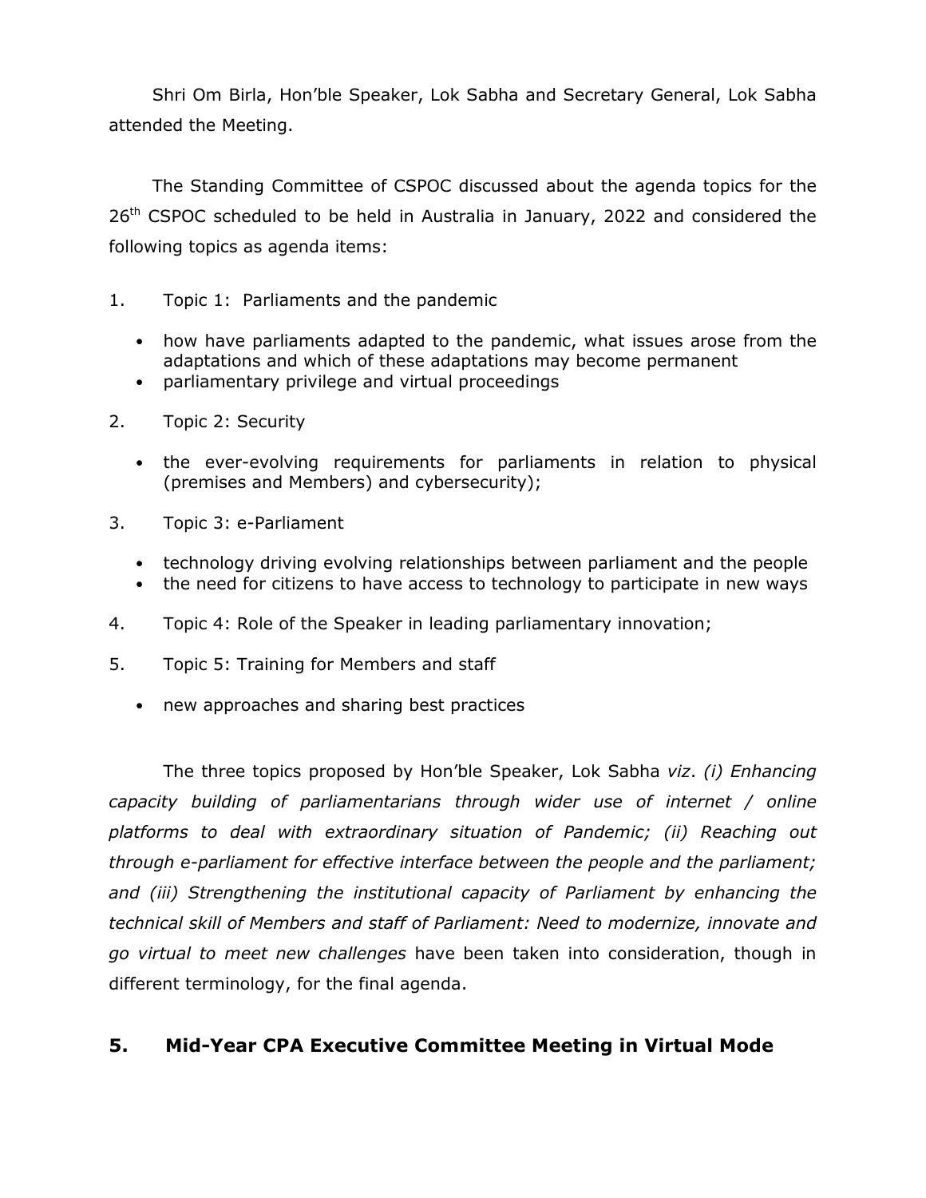Shri Om Birla, Hon'ble Speaker, Lok Sabha and Secretary General, Lok Sabha attended the Meeting.

The Standing Committee of CSPOC discussed about the agenda topics for the 26th CSPOC scheduled to be held in Australia in January, 2022 and considered the following topics as agenda items:

1. Topic 1: Parliaments and the pandemic
   - how have parliaments adapted to the pandemic, what issues arose from the adaptations and which of these adaptations may become permanent
   - parliamentary privilege and virtual proceedings
2. Topic 2: Security
   - the ever-evolving requirements for parliaments in relation to physical (premises and Members) and cybersecurity);
3. Topic 3: e-Parliament
   - technology driving evolving relationships between parliament and the people
   - the need for citizens to have access to technology to participate in new ways
4. Topic 4: Role of the Speaker in leading parliamentary innovation;
5. Topic 5: Training for Members and staff
   - new approaches and sharing best practices

The three topics proposed by Hon'ble Speaker, Lok Sabha *viz*. *(i) Enhancing capacity building of parliamentarians through wider use of internet / online platforms to deal with extraordinary situation of Pandemic; (ii) Reaching out through e-parliament for effective interface between the people and the parliament; and (iii) Strengthening the institutional capacity of Parliament by enhancing the technical skill of Members and staff of Parliament: Need to modernize, innovate and go virtual to meet new challenges* have been taken into consideration, though in different terminology, for the final agenda.

## 5. Mid-Year CPA Executive Committee Meeting in Virtual Mode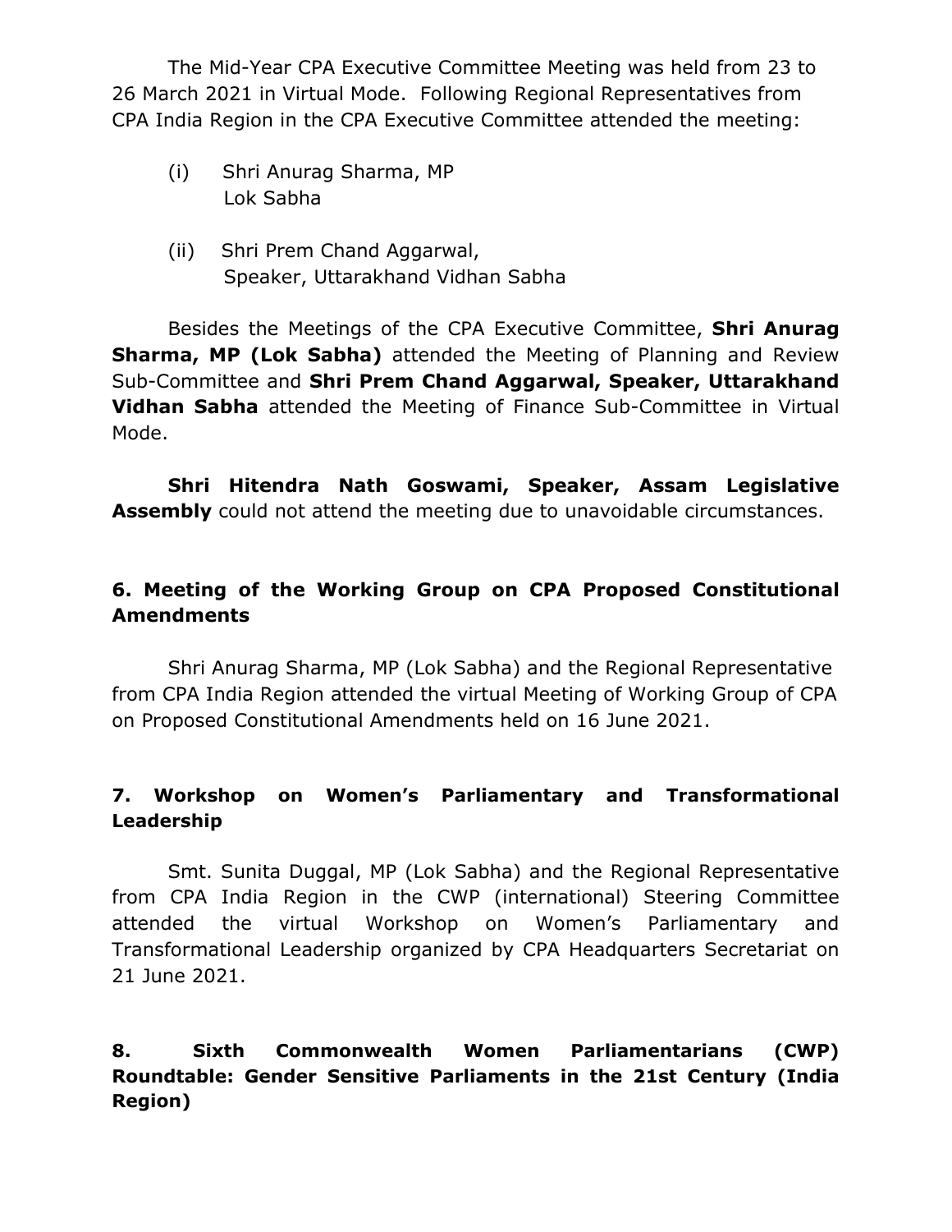The Mid-Year CPA Executive Committee Meeting was held from 23 to 26 March 2021 in Virtual Mode. Following Regional Representatives from CPA India Region in the CPA Executive Committee attended the meeting:

(i) Shri Anurag Sharma, MP
Lok Sabha

(ii) Shri Prem Chand Aggarwal,
Speaker, Uttarakhand Vidhan Sabha

Besides the Meetings of the CPA Executive Committee, **Shri Anurag Sharma, MP (Lok Sabha)** attended the Meeting of Planning and Review Sub-Committee and **Shri Prem Chand Aggarwal, Speaker, Uttarakhand Vidhan Sabha** attended the Meeting of Finance Sub-Committee in Virtual Mode.

**Shri Hitendra Nath Goswami, Speaker, Assam Legislative Assembly** could not attend the meeting due to unavoidable circumstances.

### 6. Meeting of the Working Group on CPA Proposed Constitutional Amendments

Shri Anurag Sharma, MP (Lok Sabha) and the Regional Representative from CPA India Region attended the virtual Meeting of Working Group of CPA on Proposed Constitutional Amendments held on 16 June 2021.

### 7. Workshop on Women's Parliamentary and Transformational Leadership

Smt. Sunita Duggal, MP (Lok Sabha) and the Regional Representative from CPA India Region in the CWP (international) Steering Committee attended the virtual Workshop on Women's Parliamentary and Transformational Leadership organized by CPA Headquarters Secretariat on 21 June 2021.

### 8. Sixth Commonwealth Women Parliamentarians (CWP) Roundtable: Gender Sensitive Parliaments in the 21st Century (India Region)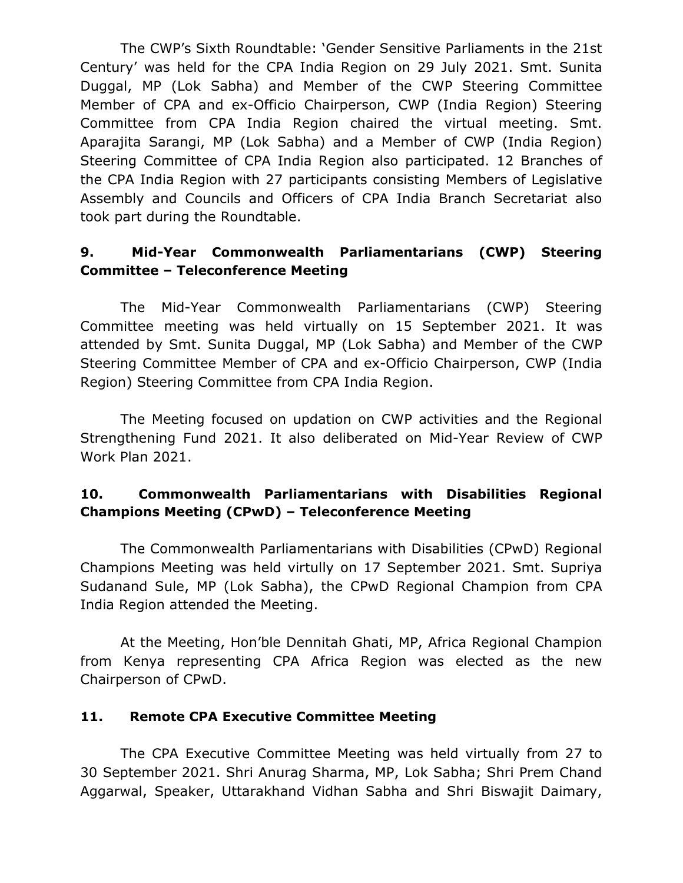The CWP's Sixth Roundtable: 'Gender Sensitive Parliaments in the 21st Century' was held for the CPA India Region on 29 July 2021. Smt. Sunita Duggal, MP (Lok Sabha) and Member of the CWP Steering Committee Member of CPA and ex-Officio Chairperson, CWP (India Region) Steering Committee from CPA India Region chaired the virtual meeting. Smt. Aparajita Sarangi, MP (Lok Sabha) and a Member of CWP (India Region) Steering Committee of CPA India Region also participated. 12 Branches of the CPA India Region with 27 participants consisting Members of Legislative Assembly and Councils and Officers of CPA India Branch Secretariat also took part during the Roundtable.

### 9. Mid-Year Commonwealth Parliamentarians (CWP) Steering Committee – Teleconference Meeting

The Mid-Year Commonwealth Parliamentarians (CWP) Steering Committee meeting was held virtually on 15 September 2021. It was attended by Smt. Sunita Duggal, MP (Lok Sabha) and Member of the CWP Steering Committee Member of CPA and ex-Officio Chairperson, CWP (India Region) Steering Committee from CPA India Region.

The Meeting focused on updation on CWP activities and the Regional Strengthening Fund 2021. It also deliberated on Mid-Year Review of CWP Work Plan 2021.

### 10. Commonwealth Parliamentarians with Disabilities Regional Champions Meeting (CPwD) – Teleconference Meeting

The Commonwealth Parliamentarians with Disabilities (CPwD) Regional Champions Meeting was held virtully on 17 September 2021. Smt. Supriya Sudanand Sule, MP (Lok Sabha), the CPwD Regional Champion from CPA India Region attended the Meeting.

At the Meeting, Hon'ble Dennitah Ghati, MP, Africa Regional Champion from Kenya representing CPA Africa Region was elected as the new Chairperson of CPwD.

### 11. Remote CPA Executive Committee Meeting

The CPA Executive Committee Meeting was held virtually from 27 to 30 September 2021. Shri Anurag Sharma, MP, Lok Sabha; Shri Prem Chand Aggarwal, Speaker, Uttarakhand Vidhan Sabha and Shri Biswajit Daimary,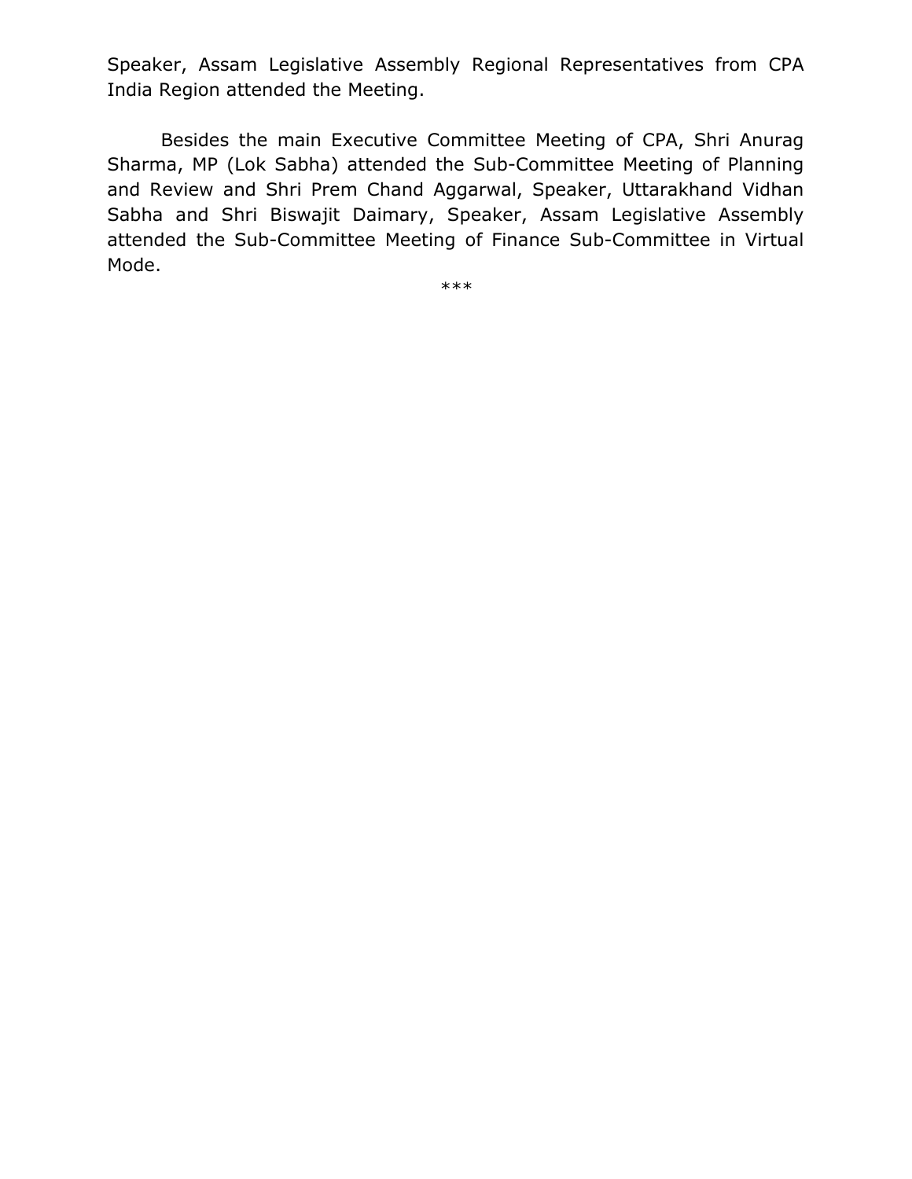Speaker, Assam Legislative Assembly Regional Representatives from CPA India Region attended the Meeting.

Besides the main Executive Committee Meeting of CPA, Shri Anurag Sharma, MP (Lok Sabha) attended the Sub-Committee Meeting of Planning and Review and Shri Prem Chand Aggarwal, Speaker, Uttarakhand Vidhan Sabha and Shri Biswajit Daimary, Speaker, Assam Legislative Assembly attended the Sub-Committee Meeting of Finance Sub-Committee in Virtual Mode.

***